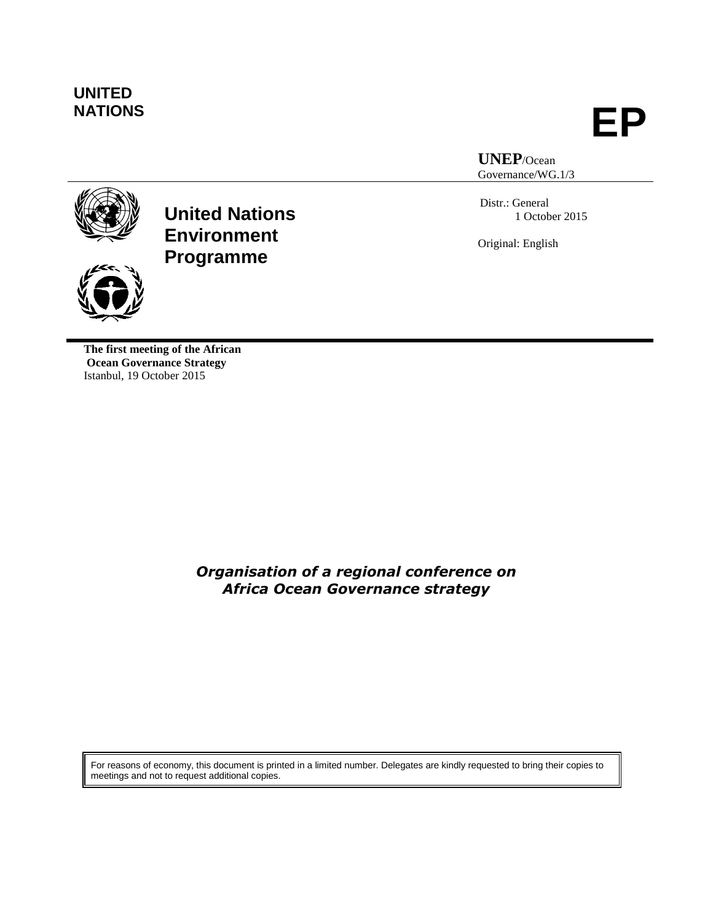**UNITED NATIONS**

# EP

**UNEP**/Ocean Governance/WG.1/3

**United Nations Environment Programme**

Distr.: General
1 October 2015

Original: English

**The first meeting of the African Ocean Governance Strategy**
Istanbul, 19 October 2015

## *Organisation of a regional conference on Africa Ocean Governance strategy*

For reasons of economy, this document is printed in a limited number. Delegates are kindly requested to bring their copies to meetings and not to request additional copies.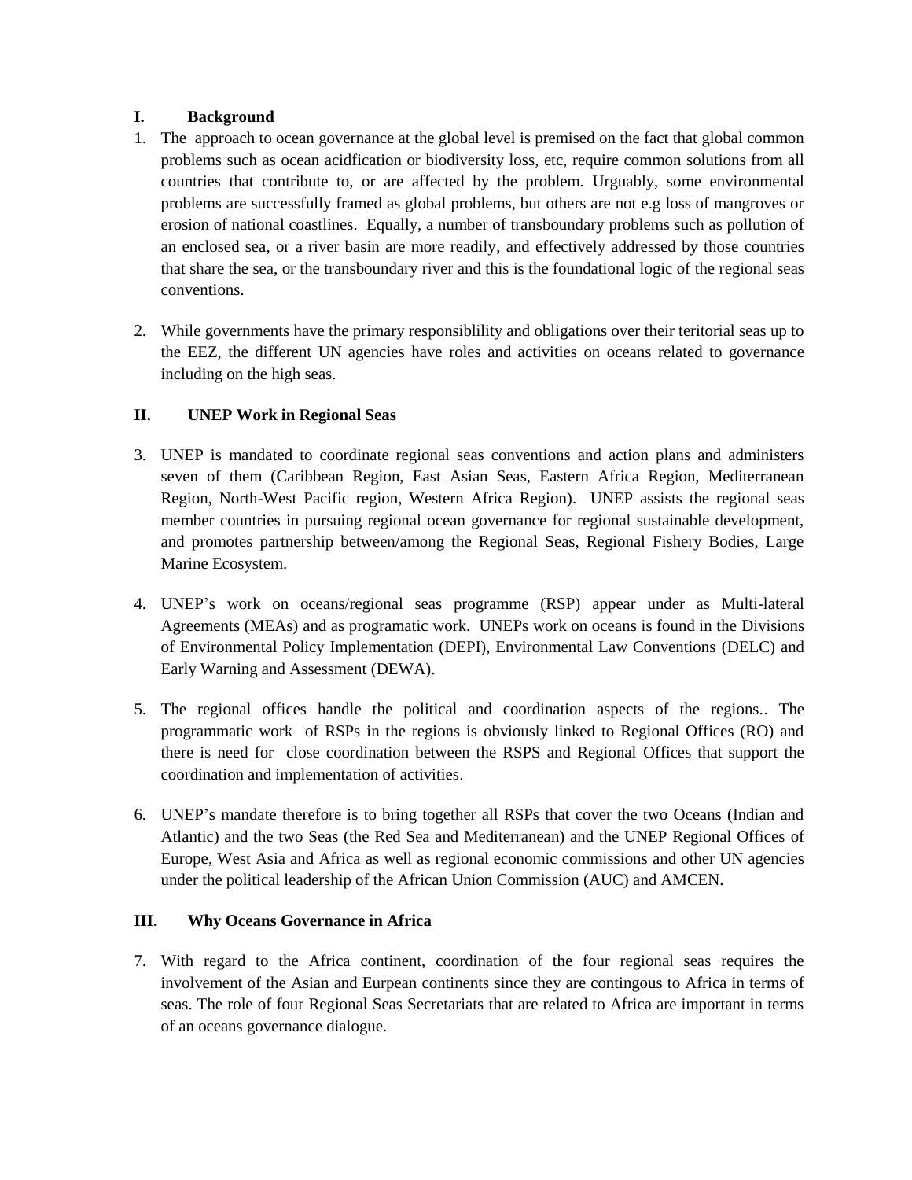## I. Background

1. The approach to ocean governance at the global level is premised on the fact that global common problems such as ocean acidfication or biodiversity loss, etc, require common solutions from all countries that contribute to, or are affected by the problem. Urguably, some environmental problems are successfully framed as global problems, but others are not e.g loss of mangroves or erosion of national coastlines. Equally, a number of transboundary problems such as pollution of an enclosed sea, or a river basin are more readily, and effectively addressed by those countries that share the sea, or the transboundary river and this is the foundational logic of the regional seas conventions.

2. While governments have the primary responsiblility and obligations over their teritorial seas up to the EEZ, the different UN agencies have roles and activities on oceans related to governance including on the high seas.

## II. UNEP Work in Regional Seas

3. UNEP is mandated to coordinate regional seas conventions and action plans and administers seven of them (Caribbean Region, East Asian Seas, Eastern Africa Region, Mediterranean Region, North-West Pacific region, Western Africa Region). UNEP assists the regional seas member countries in pursuing regional ocean governance for regional sustainable development, and promotes partnership between/among the Regional Seas, Regional Fishery Bodies, Large Marine Ecosystem.

4. UNEP's work on oceans/regional seas programme (RSP) appear under as Multi-lateral Agreements (MEAs) and as programatic work. UNEPs work on oceans is found in the Divisions of Environmental Policy Implementation (DEPI), Environmental Law Conventions (DELC) and Early Warning and Assessment (DEWA).

5. The regional offices handle the political and coordination aspects of the regions.. The programmatic work of RSPs in the regions is obviously linked to Regional Offices (RO) and there is need for close coordination between the RSPS and Regional Offices that support the coordination and implementation of activities.

6. UNEP's mandate therefore is to bring together all RSPs that cover the two Oceans (Indian and Atlantic) and the two Seas (the Red Sea and Mediterranean) and the UNEP Regional Offices of Europe, West Asia and Africa as well as regional economic commissions and other UN agencies under the political leadership of the African Union Commission (AUC) and AMCEN.

## III. Why Oceans Governance in Africa

7. With regard to the Africa continent, coordination of the four regional seas requires the involvement of the Asian and Eurpean continents since they are contingous to Africa in terms of seas. The role of four Regional Seas Secretariats that are related to Africa are important in terms of an oceans governance dialogue.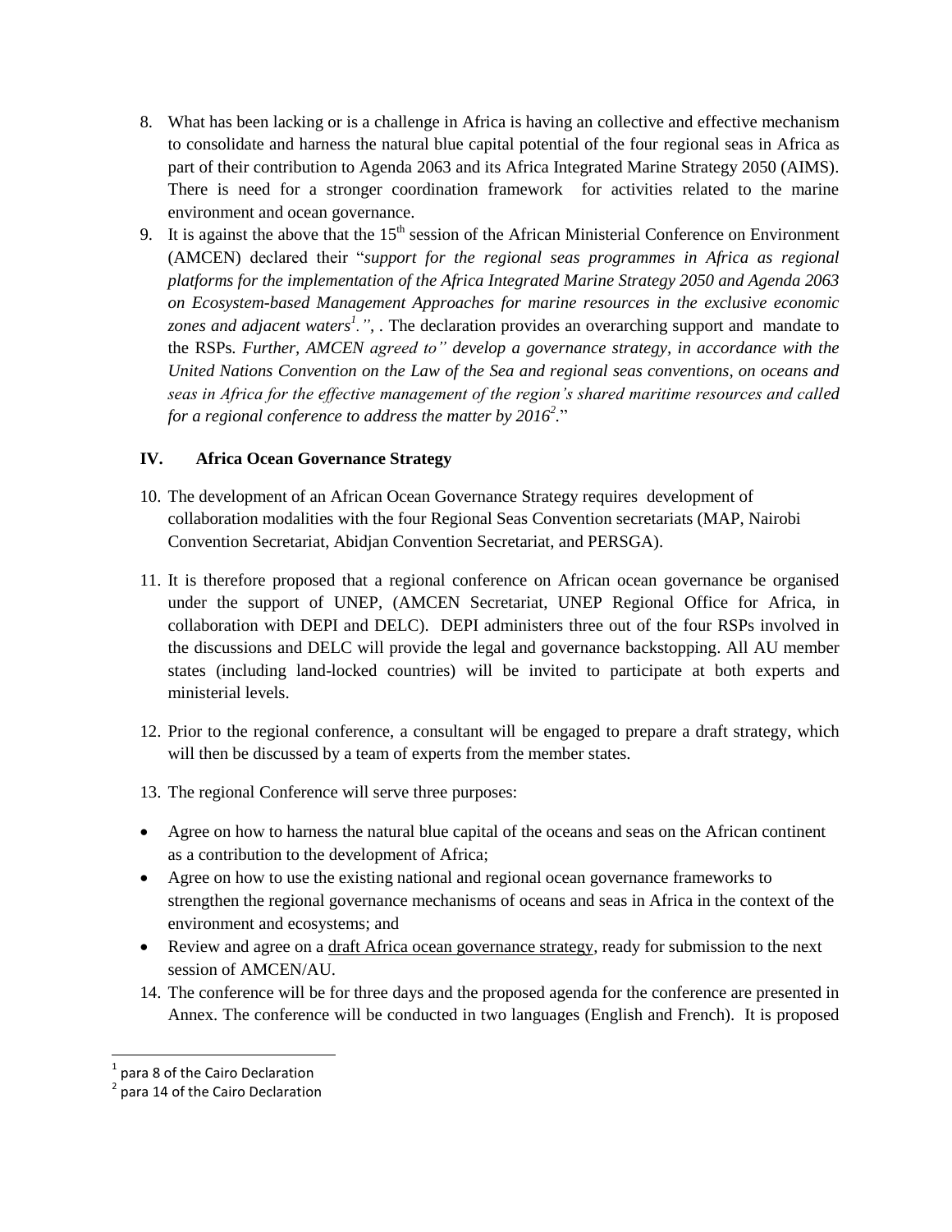8. What has been lacking or is a challenge in Africa is having an collective and effective mechanism to consolidate and harness the natural blue capital potential of the four regional seas in Africa as part of their contribution to Agenda 2063 and its Africa Integrated Marine Strategy 2050 (AIMS). There is need for a stronger coordination framework for activities related to the marine environment and ocean governance.
9. It is against the above that the 15th session of the African Ministerial Conference on Environment (AMCEN) declared their "*support for the regional seas programmes in Africa as regional platforms for the implementation of the Africa Integrated Marine Strategy 2050 and Agenda 2063 on Ecosystem-based Management Approaches for marine resources in the exclusive economic zones and adjacent waters*[1]*.",* . The declaration provides an overarching support and mandate to the RSPs. *Further, AMCEN agreed to" develop a governance strategy, in accordance with the United Nations Convention on the Law of the Sea and regional seas conventions, on oceans and seas in Africa for the effective management of the region's shared maritime resources and called for a regional conference to address the matter by 2016*[2]."

## IV. Africa Ocean Governance Strategy

10. The development of an African Ocean Governance Strategy requires development of collaboration modalities with the four Regional Seas Convention secretariats (MAP, Nairobi Convention Secretariat, Abidjan Convention Secretariat, and PERSGA).

11. It is therefore proposed that a regional conference on African ocean governance be organised under the support of UNEP, (AMCEN Secretariat, UNEP Regional Office for Africa, in collaboration with DEPI and DELC). DEPI administers three out of the four RSPs involved in the discussions and DELC will provide the legal and governance backstopping. All AU member states (including land-locked countries) will be invited to participate at both experts and ministerial levels.

12. Prior to the regional conference, a consultant will be engaged to prepare a draft strategy, which will then be discussed by a team of experts from the member states.

13. The regional Conference will serve three purposes:

- Agree on how to harness the natural blue capital of the oceans and seas on the African continent as a contribution to the development of Africa;
- Agree on how to use the existing national and regional ocean governance frameworks to strengthen the regional governance mechanisms of oceans and seas in Africa in the context of the environment and ecosystems; and
- Review and agree on a draft Africa ocean governance strategy, ready for submission to the next session of AMCEN/AU.

14. The conference will be for three days and the proposed agenda for the conference are presented in Annex. The conference will be conducted in two languages (English and French). It is proposed

---

[1] para 8 of the Cairo Declaration

[2] para 14 of the Cairo Declaration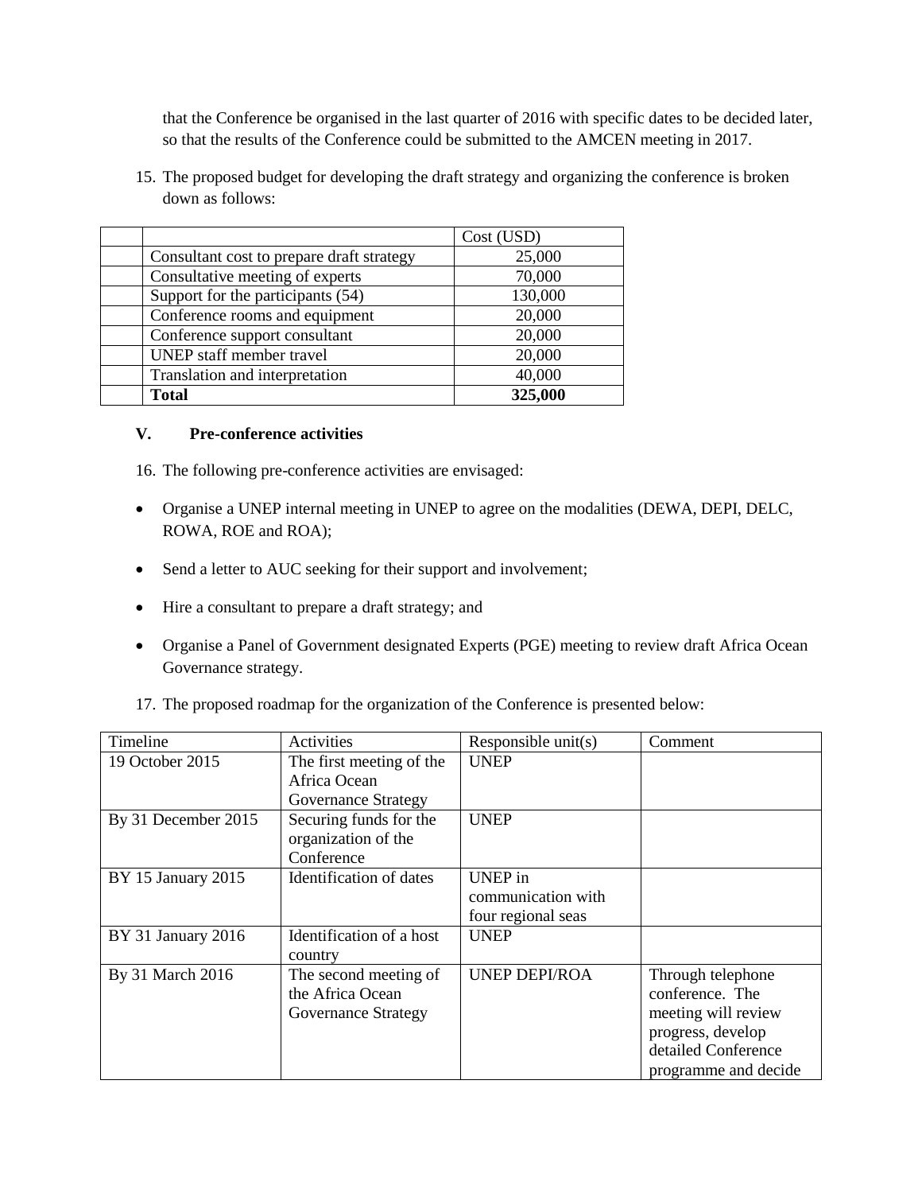that the Conference be organised in the last quarter of 2016 with specific dates to be decided later, so that the results of the Conference could be submitted to the AMCEN meeting in 2017.

15. The proposed budget for developing the draft strategy and organizing the conference is broken down as follows:

| | | Cost (USD) |
|---|---|---|
| | Consultant cost to prepare draft strategy | 25,000 |
| | Consultative meeting of experts | 70,000 |
| | Support for the participants (54) | 130,000 |
| | Conference rooms and equipment | 20,000 |
| | Conference support consultant | 20,000 |
| | UNEP staff member travel | 20,000 |
| | Translation and interpretation | 40,000 |
| | **Total** | **325,000** |

### V. Pre-conference activities

16. The following pre-conference activities are envisaged:

- Organise a UNEP internal meeting in UNEP to agree on the modalities (DEWA, DEPI, DELC, ROWA, ROE and ROA);
- Send a letter to AUC seeking for their support and involvement;
- Hire a consultant to prepare a draft strategy; and
- Organise a Panel of Government designated Experts (PGE) meeting to review draft Africa Ocean Governance strategy.

17. The proposed roadmap for the organization of the Conference is presented below:

| Timeline | Activities | Responsible unit(s) | Comment |
|---|---|---|---|
| 19 October 2015 | The first meeting of the Africa Ocean Governance Strategy | UNEP | |
| By 31 December 2015 | Securing funds for the organization of the Conference | UNEP | |
| BY 15 January 2015 | Identification of dates | UNEP in communication with four regional seas | |
| BY 31 January 2016 | Identification of a host country | UNEP | |
| By 31 March 2016 | The second meeting of the Africa Ocean Governance Strategy | UNEP DEPI/ROA | Through telephone conference. The meeting will review progress, develop detailed Conference programme and decide |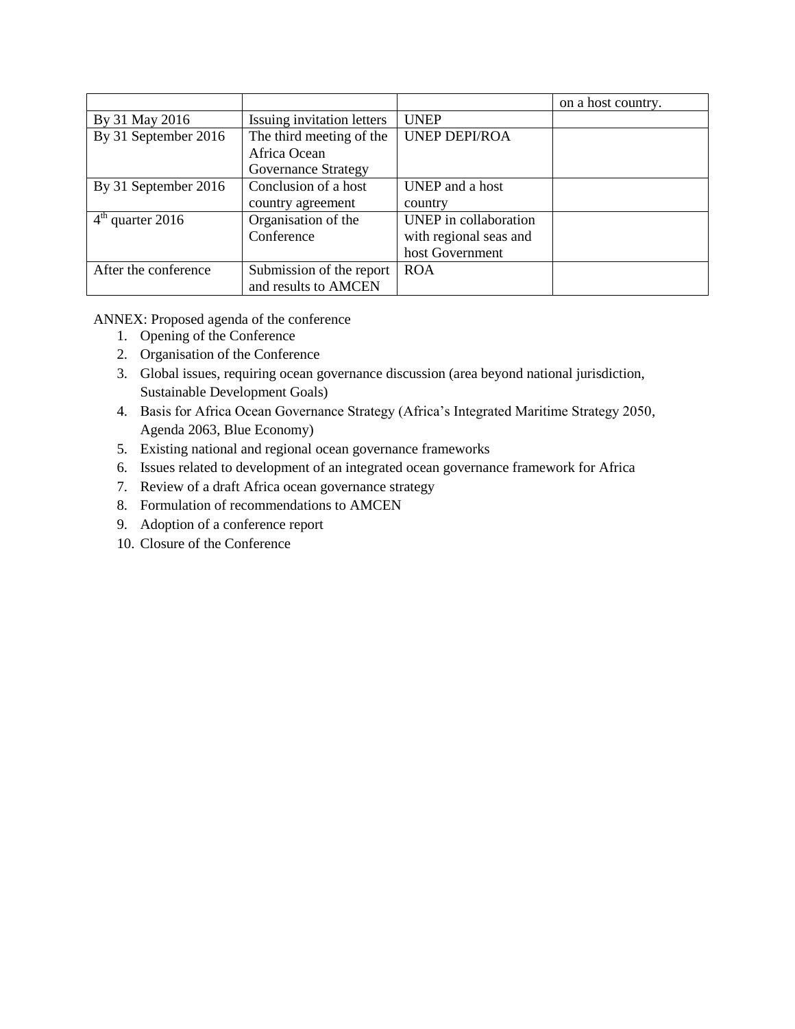| | | | |
|---|---|---|---|
| | | | on a host country. |
| By 31 May 2016 | Issuing invitation letters | UNEP | |
| By 31 September 2016 | The third meeting of the Africa Ocean Governance Strategy | UNEP DEPI/ROA | |
| By 31 September 2016 | Conclusion of a host country agreement | UNEP and a host country | |
| 4th quarter 2016 | Organisation of the Conference | UNEP in collaboration with regional seas and host Government | |
| After the conference | Submission of the report and results to AMCEN | ROA | |

ANNEX: Proposed agenda of the conference

1. Opening of the Conference
2. Organisation of the Conference
3. Global issues, requiring ocean governance discussion (area beyond national jurisdiction, Sustainable Development Goals)
4. Basis for Africa Ocean Governance Strategy (Africa's Integrated Maritime Strategy 2050, Agenda 2063, Blue Economy)
5. Existing national and regional ocean governance frameworks
6. Issues related to development of an integrated ocean governance framework for Africa
7. Review of a draft Africa ocean governance strategy
8. Formulation of recommendations to AMCEN
9. Adoption of a conference report
10. Closure of the Conference